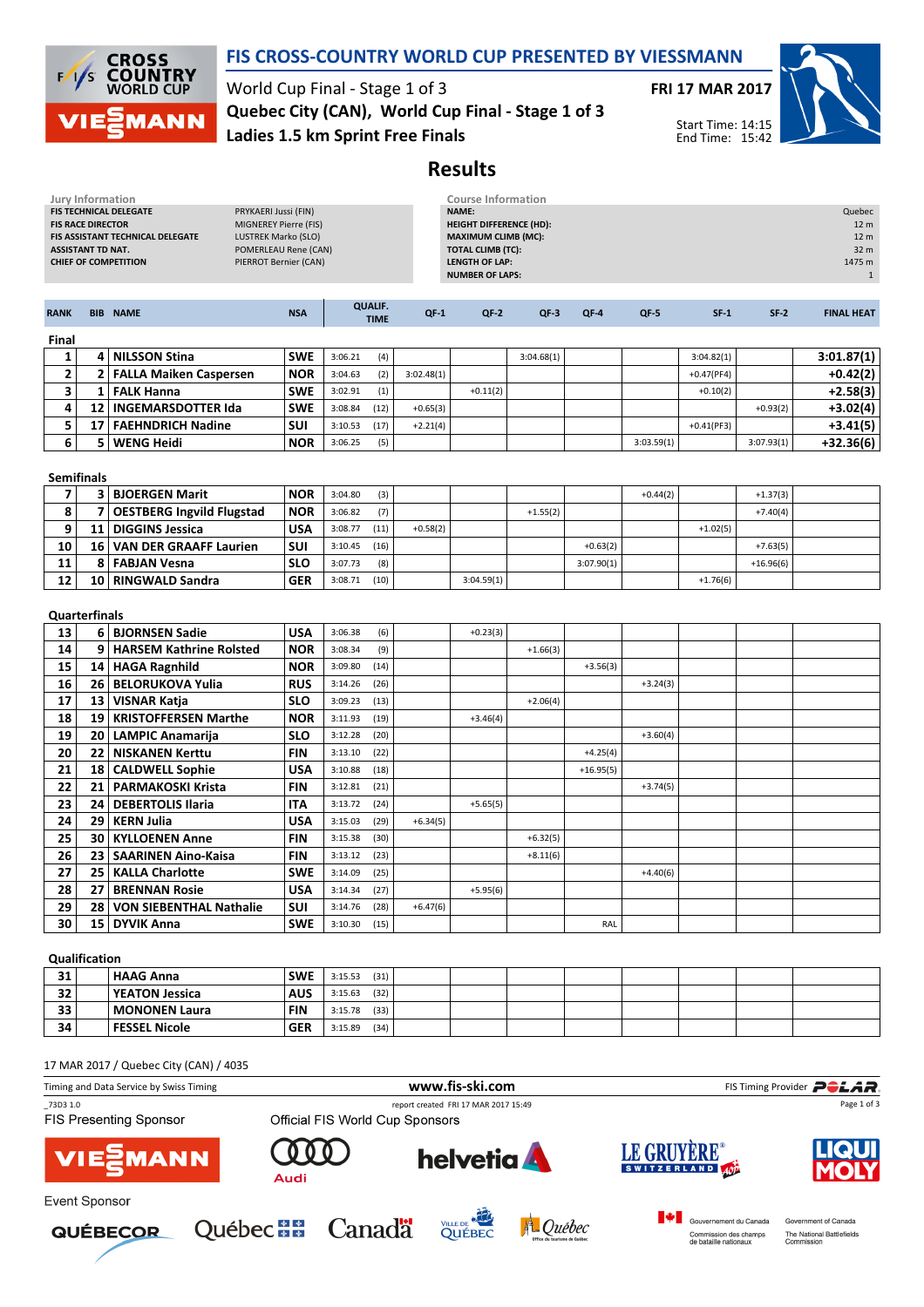# FIS CROSS-COUNTRY WORLD CUP PRESENTED BY VIESSMANN

World Cup Final - Stage 1 of 3

**FRI 17 MAR 2017**

**Quebec City (CAN), World Cup Final - Stage 1 of 3**

**Ladies 1.5 km Sprint Free Finals**

Start Time: 14:15
End Time: 15:42

## Results

**Jury Information**

| | |
|---|---|
| FIS TECHNICAL DELEGATE | PRYKAERI Jussi (FIN) |
| FIS RACE DIRECTOR | MIGNEREY Pierre (FIS) |
| FIS ASSISTANT TECHNICAL DELEGATE | LUSTREK Marko (SLO) |
| ASSISTANT TD NAT. | POMERLEAU Rene (CAN) |
| CHIEF OF COMPETITION | PIERROT Bernier (CAN) |

**Course Information**

| | |
|---|---|
| NAME: | Quebec |
| HEIGHT DIFFERENCE (HD): | 12 m |
| MAXIMUM CLIMB (MC): | 12 m |
| TOTAL CLIMB (TC): | 32 m |
| LENGTH OF LAP: | 1475 m |
| NUMBER OF LAPS: | 1 |

| RANK | BIB | NAME | NSA | QUALIF. TIME | | QF-1 | QF-2 | QF-3 | QF-4 | QF-5 | SF-1 | SF-2 | FINAL HEAT |
|---|---|---|---|---|---|---|---|---|---|---|---|---|---|
| **Final** | | | | | | | | | | | | | |
| 1 | 4 | NILSSON Stina | SWE | 3:06.21 | (4) | | | 3:04.68(1) | | | 3:04.82(1) | | 3:01.87(1) |
| 2 | 2 | FALLA Maiken Caspersen | NOR | 3:04.63 | (2) | 3:02.48(1) | | | | | +0.47(PF4) | | +0.42(2) |
| 3 | 1 | FALK Hanna | SWE | 3:02.91 | (1) | | +0.11(2) | | | | +0.10(2) | | +2.58(3) |
| 4 | 12 | INGEMARSDOTTER Ida | SWE | 3:08.84 | (12) | +0.65(3) | | | | | | +0.93(2) | +3.02(4) |
| 5 | 17 | FAEHNDRICH Nadine | SUI | 3:10.53 | (17) | +2.21(4) | | | | | +0.41(PF3) | | +3.41(5) |
| 6 | 5 | WENG Heidi | NOR | 3:06.25 | (5) | | | | | 3:03.59(1) | | 3:07.93(1) | +32.36(6) |
| **Semifinals** | | | | | | | | | | | | | |
| 7 | 3 | BJOERGEN Marit | NOR | 3:04.80 | (3) | | | | | +0.44(2) | | +1.37(3) | |
| 8 | 7 | OESTBERG Ingvild Flugstad | NOR | 3:06.82 | (7) | | | +1.55(2) | | | | +7.40(4) | |
| 9 | 11 | DIGGINS Jessica | USA | 3:08.77 | (11) | +0.58(2) | | | | | +1.02(5) | | |
| 10 | 16 | VAN DER GRAAFF Laurien | SUI | 3:10.45 | (16) | | | | +0.63(2) | | | +7.63(5) | |
| 11 | 8 | FABJAN Vesna | SLO | 3:07.73 | (8) | | | | 3:07.90(1) | | | +16.96(6) | |
| 12 | 10 | RINGWALD Sandra | GER | 3:08.71 | (10) | | 3:04.59(1) | | | | +1.76(6) | | |
| **Quarterfinals** | | | | | | | | | | | | | |
| 13 | 6 | BJORNSEN Sadie | USA | 3:06.38 | (6) | | +0.23(3) | | | | | | |
| 14 | 9 | HARSEM Kathrine Rolsted | NOR | 3:08.34 | (9) | | | +1.66(3) | | | | | |
| 15 | 14 | HAGA Ragnhild | NOR | 3:09.80 | (14) | | | | +3.56(3) | | | | |
| 16 | 26 | BELORUKOVA Yulia | RUS | 3:14.26 | (26) | | | | | +3.24(3) | | | |
| 17 | 13 | VISNAR Katja | SLO | 3:09.23 | (13) | | | +2.06(4) | | | | | |
| 18 | 19 | KRISTOFFERSEN Marthe | NOR | 3:11.93 | (19) | | +3.46(4) | | | | | | |
| 19 | 20 | LAMPIC Anamarija | SLO | 3:12.28 | (20) | | | | | +3.60(4) | | | |
| 20 | 22 | NISKANEN Kerttu | FIN | 3:13.10 | (22) | | | | +4.25(4) | | | | |
| 21 | 18 | CALDWELL Sophie | USA | 3:10.88 | (18) | | | | +16.95(5) | | | | |
| 22 | 21 | PARMAKOSKI Krista | FIN | 3:12.81 | (21) | | | | | +3.74(5) | | | |
| 23 | 24 | DEBERTOLIS Ilaria | ITA | 3:13.72 | (24) | | +5.65(5) | | | | | | |
| 24 | 29 | KERN Julia | USA | 3:15.03 | (29) | +6.34(5) | | | | | | | |
| 25 | 30 | KYLLOENEN Anne | FIN | 3:15.38 | (30) | | | +6.32(5) | | | | | |
| 26 | 23 | SAARINEN Aino-Kaisa | FIN | 3:13.12 | (23) | | | +8.11(6) | | | | | |
| 27 | 25 | KALLA Charlotte | SWE | 3:14.09 | (25) | | | | | +4.40(6) | | | |
| 28 | 27 | BRENNAN Rosie | USA | 3:14.34 | (27) | | +5.95(6) | | | | | | |
| 29 | 28 | VON SIEBENTHAL Nathalie | SUI | 3:14.76 | (28) | +6.47(6) | | | | | | | |
| 30 | 15 | DYVIK Anna | SWE | 3:10.30 | (15) | | | | RAL | | | | |
| **Qualification** | | | | | | | | | | | | | |
| 31 | | HAAG Anna | SWE | 3:15.53 | (31) | | | | | | | | |
| 32 | | YEATON Jessica | AUS | 3:15.63 | (32) | | | | | | | | |
| 33 | | MONONEN Laura | FIN | 3:15.78 | (33) | | | | | | | | |
| 34 | | FESSEL Nicole | GER | 3:15.89 | (34) | | | | | | | | |

17 MAR 2017 / Quebec City (CAN) / 4035

Timing and Data Service by Swiss Timing

www.fis-ski.com

FIS Timing Provider POLAR

_73D3 1.0

report created FRI 17 MAR 2017 15:49

FIS Presenting Sponsor

Official FIS World Cup Sponsors

Event Sponsor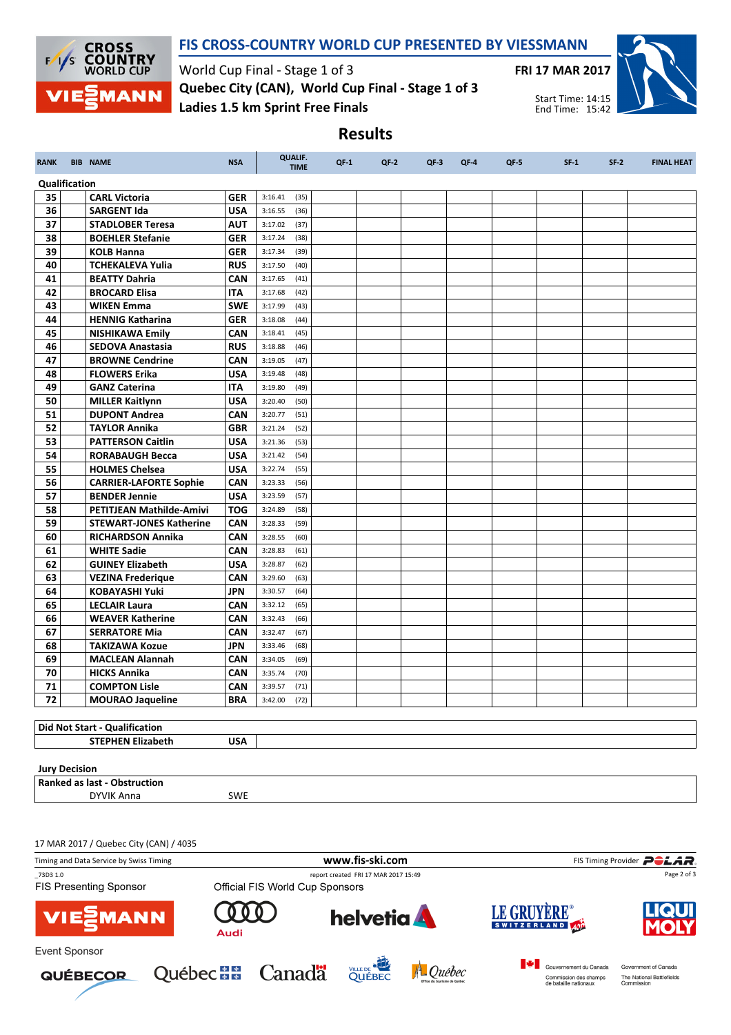# FIS CROSS-COUNTRY WORLD CUP PRESENTED BY VIESSMANN

World Cup Final - Stage 1 of 3

**FRI 17 MAR 2017**

**Quebec City (CAN), World Cup Final - Stage 1 of 3**

**Ladies 1.5 km Sprint Free Finals**

Start Time: 14:15
End Time: 15:42

## Results

| RANK | BIB | NAME | NSA | QUALIF. TIME | | QF-1 | QF-2 | QF-3 | QF-4 | QF-5 | SF-1 | SF-2 | FINAL HEAT |
|---|---|---|---|---|---|---|---|---|---|---|---|---|---|
| **Qualification** | | | | | | | | | | | | | |
| 35 | | CARL Victoria | GER | 3:16.41 | (35) | | | | | | | | |
| 36 | | SARGENT Ida | USA | 3:16.55 | (36) | | | | | | | | |
| 37 | | STADLOBER Teresa | AUT | 3:17.02 | (37) | | | | | | | | |
| 38 | | BOEHLER Stefanie | GER | 3:17.24 | (38) | | | | | | | | |
| 39 | | KOLB Hanna | GER | 3:17.34 | (39) | | | | | | | | |
| 40 | | TCHEKALEVA Yulia | RUS | 3:17.50 | (40) | | | | | | | | |
| 41 | | BEATTY Dahria | CAN | 3:17.65 | (41) | | | | | | | | |
| 42 | | BROCARD Elisa | ITA | 3:17.68 | (42) | | | | | | | | |
| 43 | | WIKEN Emma | SWE | 3:17.99 | (43) | | | | | | | | |
| 44 | | HENNIG Katharina | GER | 3:18.08 | (44) | | | | | | | | |
| 45 | | NISHIKAWA Emily | CAN | 3:18.41 | (45) | | | | | | | | |
| 46 | | SEDOVA Anastasia | RUS | 3:18.88 | (46) | | | | | | | | |
| 47 | | BROWNE Cendrine | CAN | 3:19.05 | (47) | | | | | | | | |
| 48 | | FLOWERS Erika | USA | 3:19.48 | (48) | | | | | | | | |
| 49 | | GANZ Caterina | ITA | 3:19.80 | (49) | | | | | | | | |
| 50 | | MILLER Kaitlynn | USA | 3:20.40 | (50) | | | | | | | | |
| 51 | | DUPONT Andrea | CAN | 3:20.77 | (51) | | | | | | | | |
| 52 | | TAYLOR Annika | GBR | 3:21.24 | (52) | | | | | | | | |
| 53 | | PATTERSON Caitlin | USA | 3:21.36 | (53) | | | | | | | | |
| 54 | | RORABAUGH Becca | USA | 3:21.42 | (54) | | | | | | | | |
| 55 | | HOLMES Chelsea | USA | 3:22.74 | (55) | | | | | | | | |
| 56 | | CARRIER-LAFORTE Sophie | CAN | 3:23.33 | (56) | | | | | | | | |
| 57 | | BENDER Jennie | USA | 3:23.59 | (57) | | | | | | | | |
| 58 | | PETITJEAN Mathilde-Amivi | TOG | 3:24.89 | (58) | | | | | | | | |
| 59 | | STEWART-JONES Katherine | CAN | 3:28.33 | (59) | | | | | | | | |
| 60 | | RICHARDSON Annika | CAN | 3:28.55 | (60) | | | | | | | | |
| 61 | | WHITE Sadie | CAN | 3:28.83 | (61) | | | | | | | | |
| 62 | | GUINEY Elizabeth | USA | 3:28.87 | (62) | | | | | | | | |
| 63 | | VEZINA Frederique | CAN | 3:29.60 | (63) | | | | | | | | |
| 64 | | KOBAYASHI Yuki | JPN | 3:30.57 | (64) | | | | | | | | |
| 65 | | LECLAIR Laura | CAN | 3:32.12 | (65) | | | | | | | | |
| 66 | | WEAVER Katherine | CAN | 3:32.43 | (66) | | | | | | | | |
| 67 | | SERRATORE Mia | CAN | 3:32.47 | (67) | | | | | | | | |
| 68 | | TAKIZAWA Kozue | JPN | 3:33.46 | (68) | | | | | | | | |
| 69 | | MACLEAN Alannah | CAN | 3:34.05 | (69) | | | | | | | | |
| 70 | | HICKS Annika | CAN | 3:35.74 | (70) | | | | | | | | |
| 71 | | COMPTON Lisle | CAN | 3:39.57 | (71) | | | | | | | | |
| 72 | | MOURAO Jaqueline | BRA | 3:42.00 | (72) | | | | | | | | |

**Did Not Start - Qualification**

| NAME | NSA |
|---|---|
| STEPHEN Elizabeth | USA |

**Jury Decision**

**Ranked as last - Obstruction**

| NAME | NSA |
|---|---|
| DYVIK Anna | SWE |

17 MAR 2017 / Quebec City (CAN) / 4035

Timing and Data Service by Swiss Timing — www.fis-ski.com — FIS Timing Provider POLAR

_73D3 1.0 — report created FRI 17 MAR 2017 15:49

FIS Presenting Sponsor: VIESSMANN

Official FIS World Cup Sponsors: Audi, helvetia, LE GRUYÈRE SWITZERLAND, LIQUI MOLY

Event Sponsor: QUÉBECOR, Québec, Canada, Ville de Québec, Québec Office du tourisme de Québec, Gouvernement du Canada Commission des champs de bataille nationaux, Government of Canada The National Battlefields Commission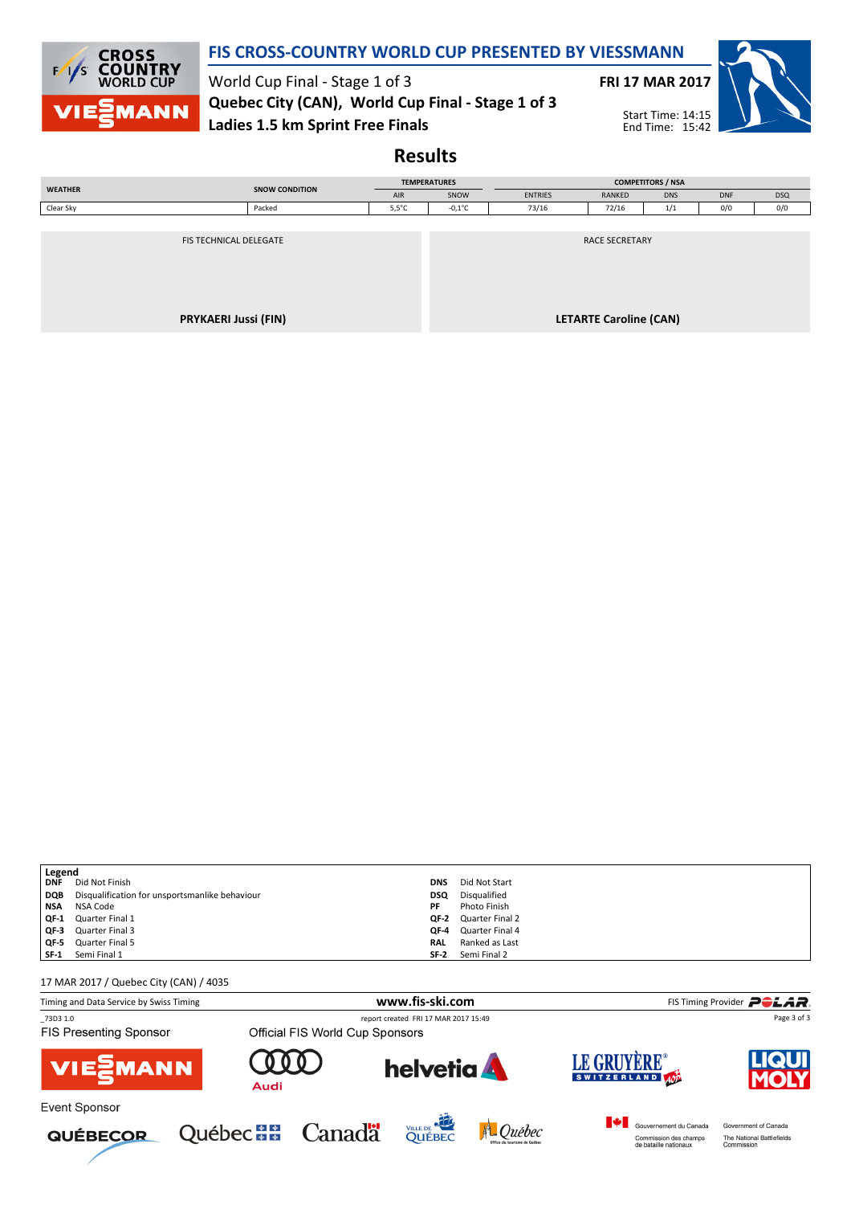# FIS CROSS-COUNTRY WORLD CUP PRESENTED BY VIESSMANN

World Cup Final - Stage 1 of 3

**FRI 17 MAR 2017**

**Quebec City (CAN), World Cup Final - Stage 1 of 3**

**Ladies 1.5 km Sprint Free Finals**

Start Time: 14:15
End Time: 15:42

## Results

| WEATHER | SNOW CONDITION | TEMPERATURES | | COMPETITORS / NSA | | | | |
|---|---|---|---|---|---|---|---|---|
| | | AIR | SNOW | ENTRIES | RANKED | DNS | DNF | DSQ |
| Clear Sky | Packed | 5,5°C | -0,1°C | 73/16 | 72/16 | 1/1 | 0/0 | 0/0 |

| FIS TECHNICAL DELEGATE | RACE SECRETARY |
|---|---|
| **PRYKAERI Jussi (FIN)** | **LETARTE Caroline (CAN)** |

**Legend**

| | | | |
|---|---|---|---|
| **DNF** | Did Not Finish | **DNS** | Did Not Start |
| **DQB** | Disqualification for unsportsmanlike behaviour | **DSQ** | Disqualified |
| **NSA** | NSA Code | **PF** | Photo Finish |
| **QF-1** | Quarter Final 1 | **QF-2** | Quarter Final 2 |
| **QF-3** | Quarter Final 3 | **QF-4** | Quarter Final 4 |
| **QF-5** | Quarter Final 5 | **RAL** | Ranked as Last |
| **SF-1** | Semi Final 1 | **SF-2** | Semi Final 2 |

17 MAR 2017 / Quebec City (CAN) / 4035

Timing and Data Service by Swiss Timing — www.fis-ski.com — FIS Timing Provider POLAR

_73D3 1.0 — report created FRI 17 MAR 2017 15:49

FIS Presenting Sponsor — Official FIS World Cup Sponsors

Event Sponsor